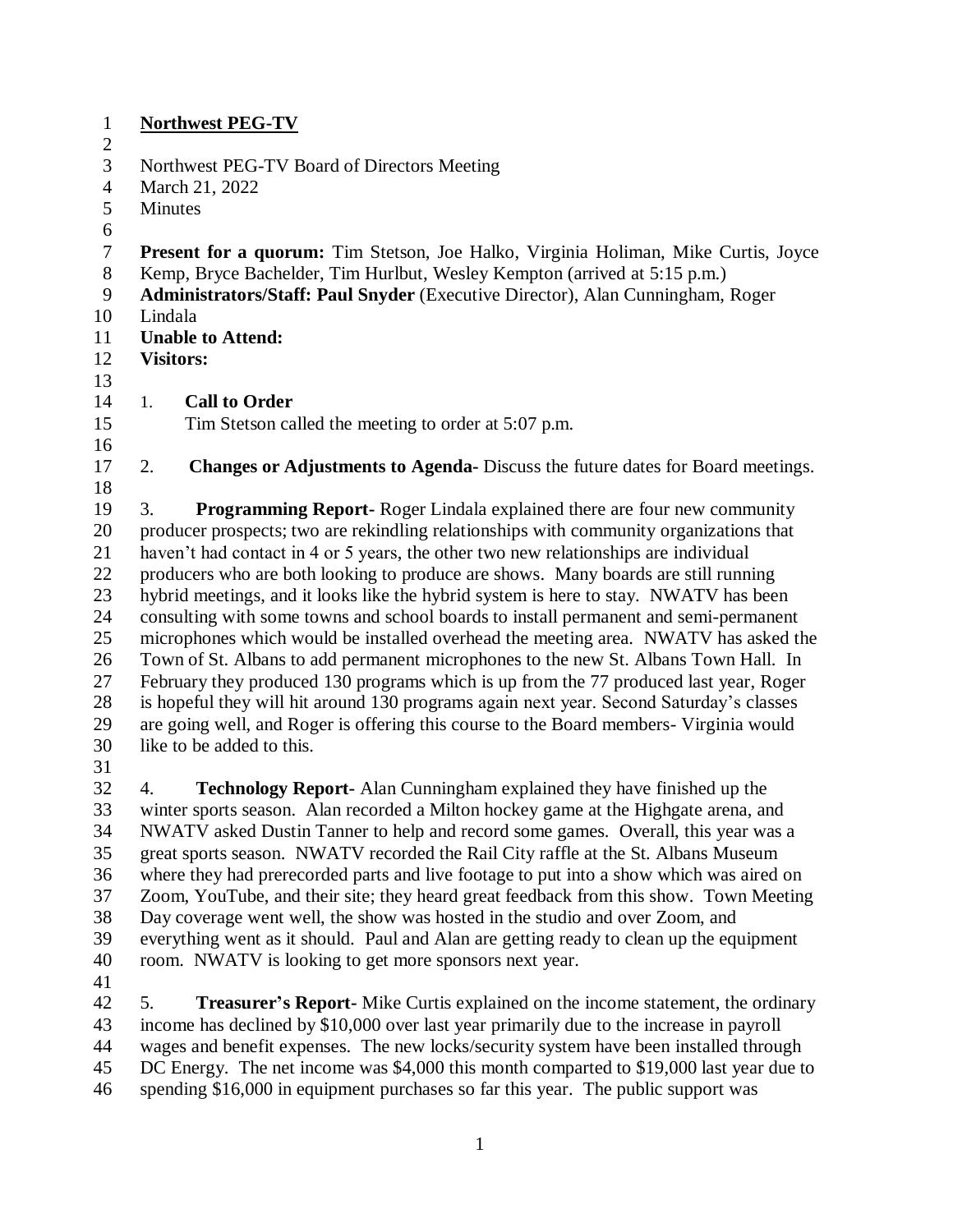**Northwest PEG-TV**

Northwest PEG-TV Board of Directors Meeting
March 21, 2022
Minutes

**Present for a quorum:** Tim Stetson, Joe Halko, Virginia Holiman, Mike Curtis, Joyce Kemp, Bryce Bachelder, Tim Hurlbut, Wesley Kempton (arrived at 5:15 p.m.)
**Administrators/Staff: Paul Snyder** (Executive Director), Alan Cunningham, Roger Lindala
**Unable to Attend:**
**Visitors:**

1. **Call to Order**
   Tim Stetson called the meeting to order at 5:07 p.m.

2. **Changes or Adjustments to Agenda-** Discuss the future dates for Board meetings.

3. **Programming Report-** Roger Lindala explained there are four new community producer prospects; two are rekindling relationships with community organizations that haven't had contact in 4 or 5 years, the other two new relationships are individual producers who are both looking to produce are shows. Many boards are still running hybrid meetings, and it looks like the hybrid system is here to stay. NWATV has been consulting with some towns and school boards to install permanent and semi-permanent microphones which would be installed overhead the meeting area. NWATV has asked the Town of St. Albans to add permanent microphones to the new St. Albans Town Hall. In February they produced 130 programs which is up from the 77 produced last year, Roger is hopeful they will hit around 130 programs again next year. Second Saturday's classes are going well, and Roger is offering this course to the Board members- Virginia would like to be added to this.

4. **Technology Report-** Alan Cunningham explained they have finished up the winter sports season. Alan recorded a Milton hockey game at the Highgate arena, and NWATV asked Dustin Tanner to help and record some games. Overall, this year was a great sports season. NWATV recorded the Rail City raffle at the St. Albans Museum where they had prerecorded parts and live footage to put into a show which was aired on Zoom, YouTube, and their site; they heard great feedback from this show. Town Meeting Day coverage went well, the show was hosted in the studio and over Zoom, and everything went as it should. Paul and Alan are getting ready to clean up the equipment room. NWATV is looking to get more sponsors next year.

5. **Treasurer's Report-** Mike Curtis explained on the income statement, the ordinary income has declined by $10,000 over last year primarily due to the increase in payroll wages and benefit expenses. The new locks/security system have been installed through DC Energy. The net income was $4,000 this month comparted to $19,000 last year due to spending $16,000 in equipment purchases so far this year. The public support was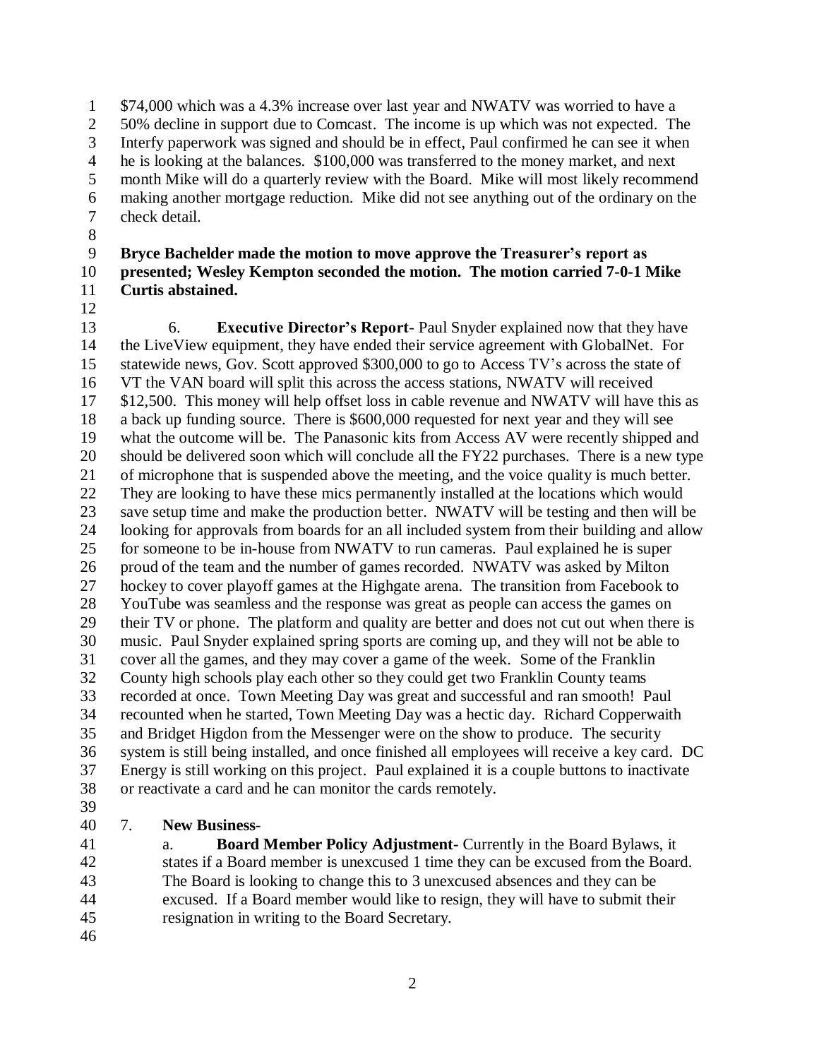$74,000 which was a 4.3% increase over last year and NWATV was worried to have a 50% decline in support due to Comcast. The income is up which was not expected. The Interfy paperwork was signed and should be in effect, Paul confirmed he can see it when he is looking at the balances. $100,000 was transferred to the money market, and next month Mike will do a quarterly review with the Board. Mike will most likely recommend making another mortgage reduction. Mike did not see anything out of the ordinary on the check detail.

**Bryce Bachelder made the motion to move approve the Treasurer's report as presented; Wesley Kempton seconded the motion. The motion carried 7-0-1 Mike Curtis abstained.**

6. **Executive Director's Report**- Paul Snyder explained now that they have the LiveView equipment, they have ended their service agreement with GlobalNet. For statewide news, Gov. Scott approved $300,000 to go to Access TV's across the state of VT the VAN board will split this across the access stations, NWATV will received $12,500. This money will help offset loss in cable revenue and NWATV will have this as a back up funding source. There is $600,000 requested for next year and they will see what the outcome will be. The Panasonic kits from Access AV were recently shipped and should be delivered soon which will conclude all the FY22 purchases. There is a new type of microphone that is suspended above the meeting, and the voice quality is much better. They are looking to have these mics permanently installed at the locations which would save setup time and make the production better. NWATV will be testing and then will be looking for approvals from boards for an all included system from their building and allow for someone to be in-house from NWATV to run cameras. Paul explained he is super proud of the team and the number of games recorded. NWATV was asked by Milton hockey to cover playoff games at the Highgate arena. The transition from Facebook to YouTube was seamless and the response was great as people can access the games on their TV or phone. The platform and quality are better and does not cut out when there is music. Paul Snyder explained spring sports are coming up, and they will not be able to cover all the games, and they may cover a game of the week. Some of the Franklin County high schools play each other so they could get two Franklin County teams recorded at once. Town Meeting Day was great and successful and ran smooth! Paul recounted when he started, Town Meeting Day was a hectic day. Richard Copperwaith and Bridget Higdon from the Messenger were on the show to produce. The security system is still being installed, and once finished all employees will receive a key card. DC Energy is still working on this project. Paul explained it is a couple buttons to inactivate or reactivate a card and he can monitor the cards remotely.

7. **New Business**-

a. **Board Member Policy Adjustment**- Currently in the Board Bylaws, it states if a Board member is unexcused 1 time they can be excused from the Board. The Board is looking to change this to 3 unexcused absences and they can be excused. If a Board member would like to resign, they will have to submit their resignation in writing to the Board Secretary.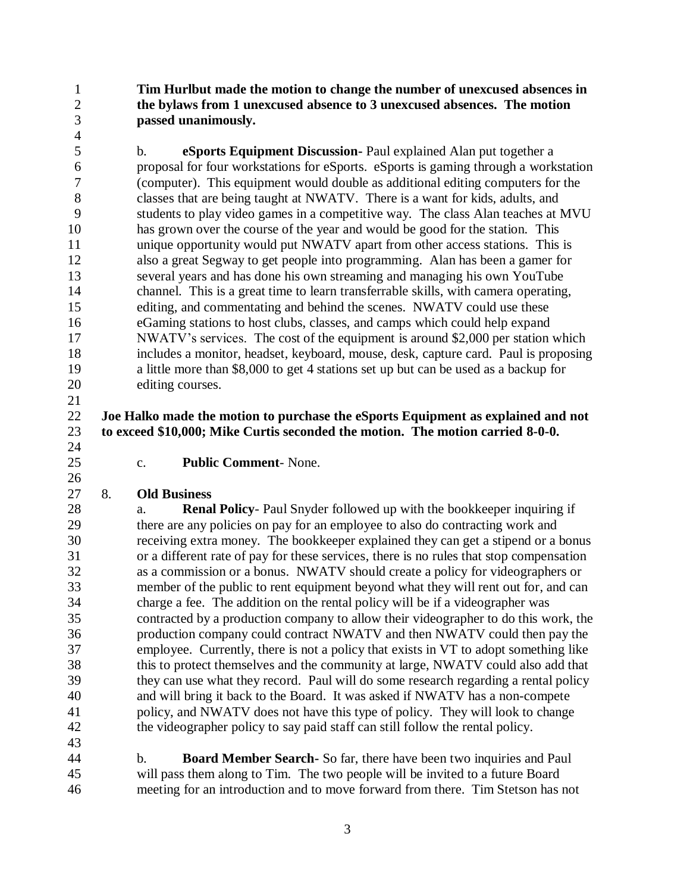**Tim Hurlbut made the motion to change the number of unexcused absences in the bylaws from 1 unexcused absence to 3 unexcused absences. The motion passed unanimously.**

b. **eSports Equipment Discussion-** Paul explained Alan put together a proposal for four workstations for eSports. eSports is gaming through a workstation (computer). This equipment would double as additional editing computers for the classes that are being taught at NWATV. There is a want for kids, adults, and students to play video games in a competitive way. The class Alan teaches at MVU has grown over the course of the year and would be good for the station. This unique opportunity would put NWATV apart from other access stations. This is also a great Segway to get people into programming. Alan has been a gamer for several years and has done his own streaming and managing his own YouTube channel. This is a great time to learn transferrable skills, with camera operating, editing, and commentating and behind the scenes. NWATV could use these eGaming stations to host clubs, classes, and camps which could help expand NWATV's services. The cost of the equipment is around $2,000 per station which includes a monitor, headset, keyboard, mouse, desk, capture card. Paul is proposing a little more than $8,000 to get 4 stations set up but can be used as a backup for editing courses.

**Joe Halko made the motion to purchase the eSports Equipment as explained and not to exceed $10,000; Mike Curtis seconded the motion. The motion carried 8-0-0.**

c. **Public Comment**- None.

8. **Old Business**

a. **Renal Policy**- Paul Snyder followed up with the bookkeeper inquiring if there are any policies on pay for an employee to also do contracting work and receiving extra money. The bookkeeper explained they can get a stipend or a bonus or a different rate of pay for these services, there is no rules that stop compensation as a commission or a bonus. NWATV should create a policy for videographers or member of the public to rent equipment beyond what they will rent out for, and can charge a fee. The addition on the rental policy will be if a videographer was contracted by a production company to allow their videographer to do this work, the production company could contract NWATV and then NWATV could then pay the employee. Currently, there is not a policy that exists in VT to adopt something like this to protect themselves and the community at large, NWATV could also add that they can use what they record. Paul will do some research regarding a rental policy and will bring it back to the Board. It was asked if NWATV has a non-compete policy, and NWATV does not have this type of policy. They will look to change the videographer policy to say paid staff can still follow the rental policy.

b. **Board Member Search-** So far, there have been two inquiries and Paul will pass them along to Tim. The two people will be invited to a future Board meeting for an introduction and to move forward from there. Tim Stetson has not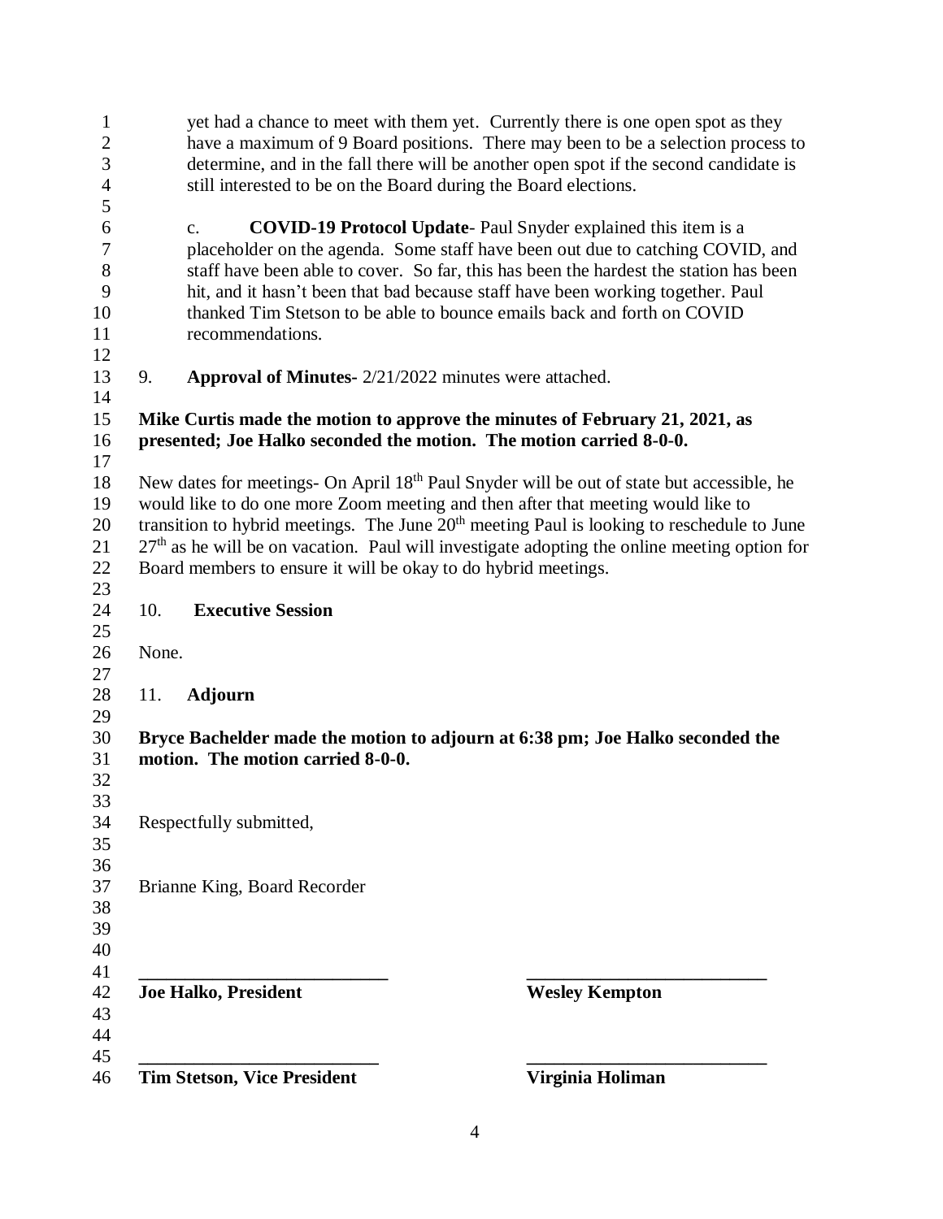yet had a chance to meet with them yet. Currently there is one open spot as they have a maximum of 9 Board positions. There may been to be a selection process to determine, and in the fall there will be another open spot if the second candidate is still interested to be on the Board during the Board elections.

c. **COVID-19 Protocol Update**- Paul Snyder explained this item is a placeholder on the agenda. Some staff have been out due to catching COVID, and staff have been able to cover. So far, this has been the hardest the station has been hit, and it hasn't been that bad because staff have been working together. Paul thanked Tim Stetson to be able to bounce emails back and forth on COVID recommendations.

9. **Approval of Minutes-** 2/21/2022 minutes were attached.

**Mike Curtis made the motion to approve the minutes of February 21, 2021, as presented; Joe Halko seconded the motion. The motion carried 8-0-0.**

New dates for meetings- On April 18th Paul Snyder will be out of state but accessible, he would like to do one more Zoom meeting and then after that meeting would like to transition to hybrid meetings. The June 20th meeting Paul is looking to reschedule to June 27th as he will be on vacation. Paul will investigate adopting the online meeting option for Board members to ensure it will be okay to do hybrid meetings.

10. **Executive Session**

None.

11. **Adjourn**

**Bryce Bachelder made the motion to adjourn at 6:38 pm; Joe Halko seconded the motion. The motion carried 8-0-0.**

Respectfully submitted,

Brianne King, Board Recorder

\_\_\_\_\_\_\_\_\_\_\_\_\_\_\_\_\_\_\_\_\_\_\_\_\_\_\_ \_\_\_\_\_\_\_\_\_\_\_\_\_\_\_\_\_\_\_\_\_\_\_\_\_\_\_

**Joe Halko, President** **Wesley Kempton**

\_\_\_\_\_\_\_\_\_\_\_\_\_\_\_\_\_\_\_\_\_\_\_\_\_\_\_ \_\_\_\_\_\_\_\_\_\_\_\_\_\_\_\_\_\_\_\_\_\_\_\_\_\_\_

**Tim Stetson, Vice President** **Virginia Holiman**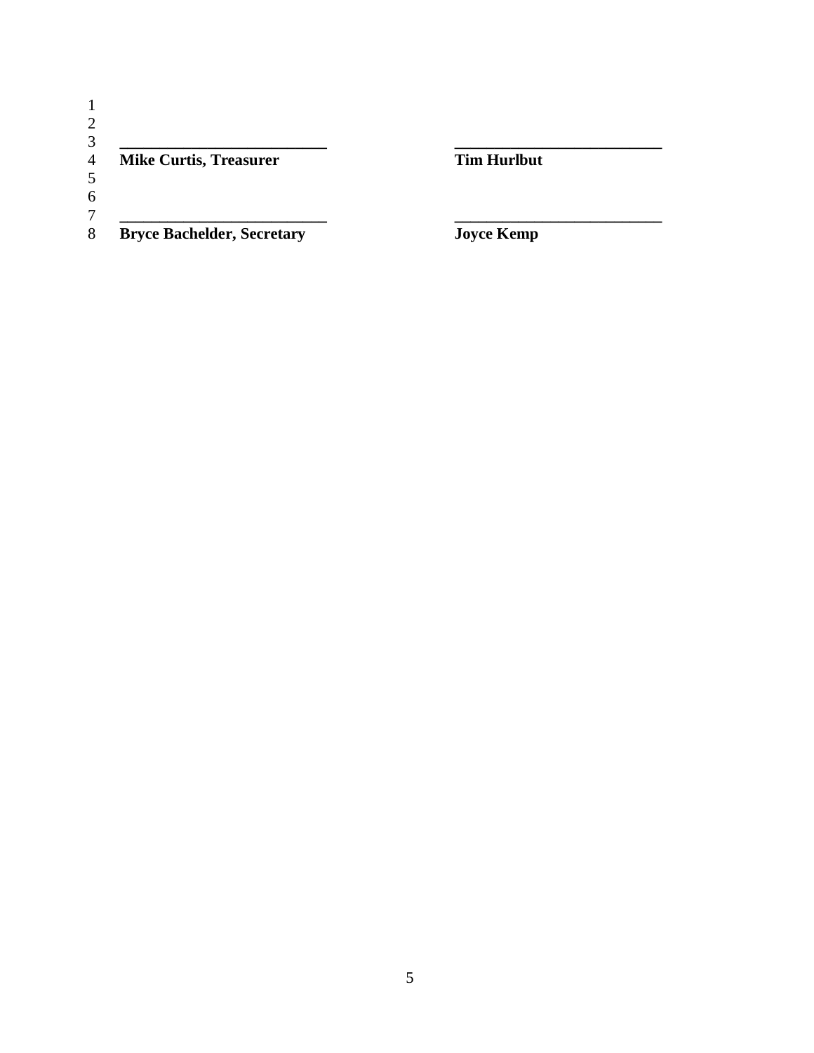\_\_\_\_\_\_\_\_\_\_\_\_\_\_\_\_\_\_\_\_\_\_\_\_\_\_ \_\_\_\_\_\_\_\_\_\_\_\_\_\_\_\_\_\_\_\_\_\_\_\_\_\_

**Mike Curtis, Treasurer** **Tim Hurlbut**

\_\_\_\_\_\_\_\_\_\_\_\_\_\_\_\_\_\_\_\_\_\_\_\_\_\_ \_\_\_\_\_\_\_\_\_\_\_\_\_\_\_\_\_\_\_\_\_\_\_\_\_\_

**Bryce Bachelder, Secretary** **Joyce Kemp**